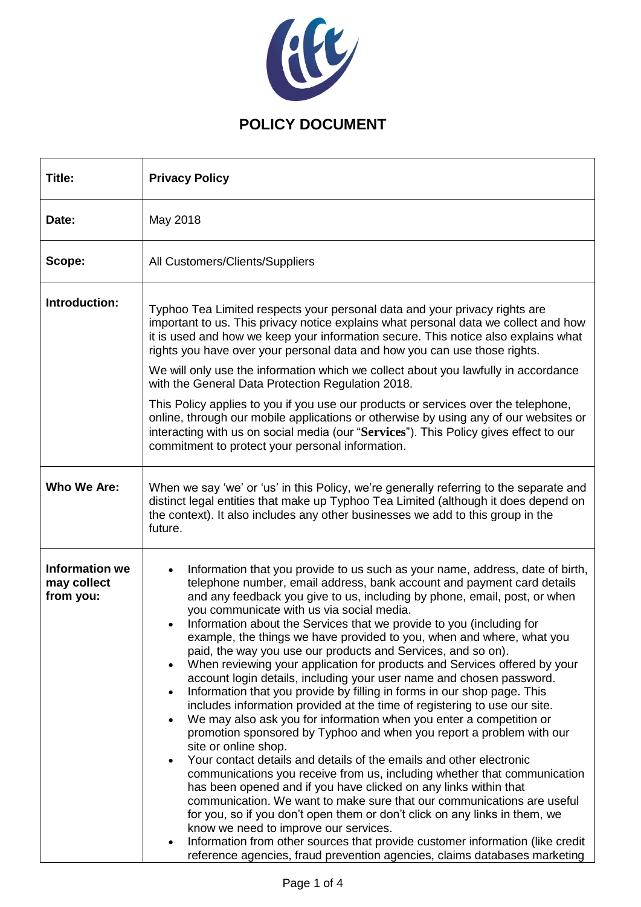# POLICY DOCUMENT

| | |
|---|---|
| **Title:** | **Privacy Policy** |
| **Date:** | May 2018 |
| **Scope:** | All Customers/Clients/Suppliers |
| **Introduction:** | Typhoo Tea Limited respects your personal data and your privacy rights are important to us. This privacy notice explains what personal data we collect and how it is used and how we keep your information secure. This notice also explains what rights you have over your personal data and how you can use those rights.<br><br>We will only use the information which we collect about you lawfully in accordance with the General Data Protection Regulation 2018.<br><br>This Policy applies to you if you use our products or services over the telephone, online, through our mobile applications or otherwise by using any of our websites or interacting with us on social media (our "**Services**"). This Policy gives effect to our commitment to protect your personal information. |
| **Who We Are:** | When we say 'we' or 'us' in this Policy, we're generally referring to the separate and distinct legal entities that make up Typhoo Tea Limited (although it does depend on the context). It also includes any other businesses we add to this group in the future. |
| **Information we may collect from you:** | • Information that you provide to us such as your name, address, date of birth, telephone number, email address, bank account and payment card details and any feedback you give to us, including by phone, email, post, or when you communicate with us via social media.<br>• Information about the Services that we provide to you (including for example, the things we have provided to you, when and where, what you paid, the way you use our products and Services, and so on).<br>• When reviewing your application for products and Services offered by your account login details, including your user name and chosen password.<br>• Information that you provide by filling in forms in our shop page. This includes information provided at the time of registering to use our site.<br>• We may also ask you for information when you enter a competition or promotion sponsored by Typhoo and when you report a problem with our site or online shop.<br>• Your contact details and details of the emails and other electronic communications you receive from us, including whether that communication has been opened and if you have clicked on any links within that communication. We want to make sure that our communications are useful for you, so if you don't open them or don't click on any links in them, we know we need to improve our services.<br>• Information from other sources that provide customer information (like credit reference agencies, fraud prevention agencies, claims databases marketing |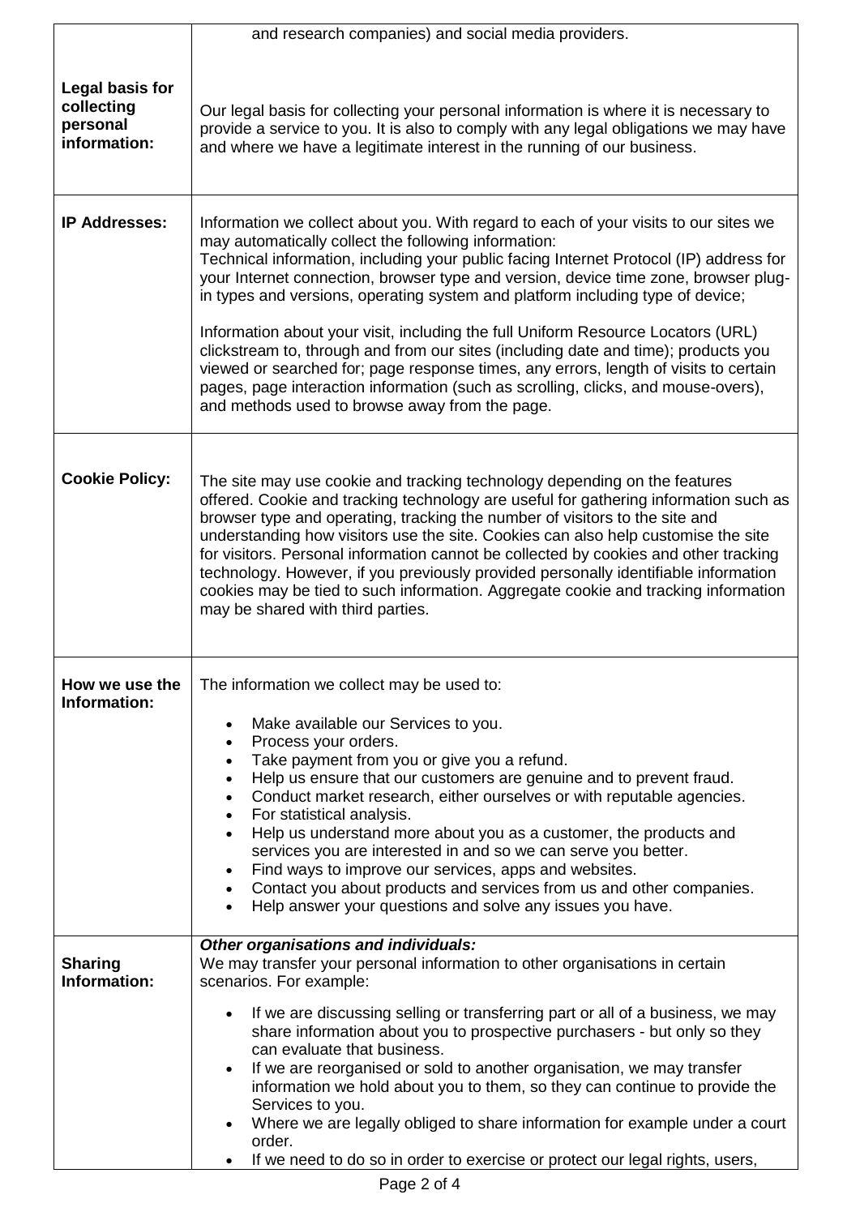| | |
|---|---|
| | and research companies) and social media providers. |
| **Legal basis for collecting personal information:** | Our legal basis for collecting your personal information is where it is necessary to provide a service to you. It is also to comply with any legal obligations we may have and where we have a legitimate interest in the running of our business. |
| **IP Addresses:** | Information we collect about you. With regard to each of your visits to our sites we may automatically collect the following information:<br>Technical information, including your public facing Internet Protocol (IP) address for your Internet connection, browser type and version, device time zone, browser plug-in types and versions, operating system and platform including type of device;<br><br>Information about your visit, including the full Uniform Resource Locators (URL) clickstream to, through and from our sites (including date and time); products you viewed or searched for; page response times, any errors, length of visits to certain pages, page interaction information (such as scrolling, clicks, and mouse-overs), and methods used to browse away from the page. |
| **Cookie Policy:** | The site may use cookie and tracking technology depending on the features offered. Cookie and tracking technology are useful for gathering information such as browser type and operating, tracking the number of visitors to the site and understanding how visitors use the site. Cookies can also help customise the site for visitors. Personal information cannot be collected by cookies and other tracking technology. However, if you previously provided personally identifiable information cookies may be tied to such information. Aggregate cookie and tracking information may be shared with third parties. |
| **How we use the Information:** | The information we collect may be used to:<br><br>• Make available our Services to you.<br>• Process your orders.<br>• Take payment from you or give you a refund.<br>• Help us ensure that our customers are genuine and to prevent fraud.<br>• Conduct market research, either ourselves or with reputable agencies.<br>• For statistical analysis.<br>• Help us understand more about you as a customer, the products and services you are interested in and so we can serve you better.<br>• Find ways to improve our services, apps and websites.<br>• Contact you about products and services from us and other companies.<br>• Help answer your questions and solve any issues you have. |
| **Sharing Information:** | ***Other organisations and individuals:***<br>We may transfer your personal information to other organisations in certain scenarios. For example:<br><br>• If we are discussing selling or transferring part or all of a business, we may share information about you to prospective purchasers - but only so they can evaluate that business.<br>• If we are reorganised or sold to another organisation, we may transfer information we hold about you to them, so they can continue to provide the Services to you.<br>• Where we are legally obliged to share information for example under a court order.<br>• If we need to do so in order to exercise or protect our legal rights, users, |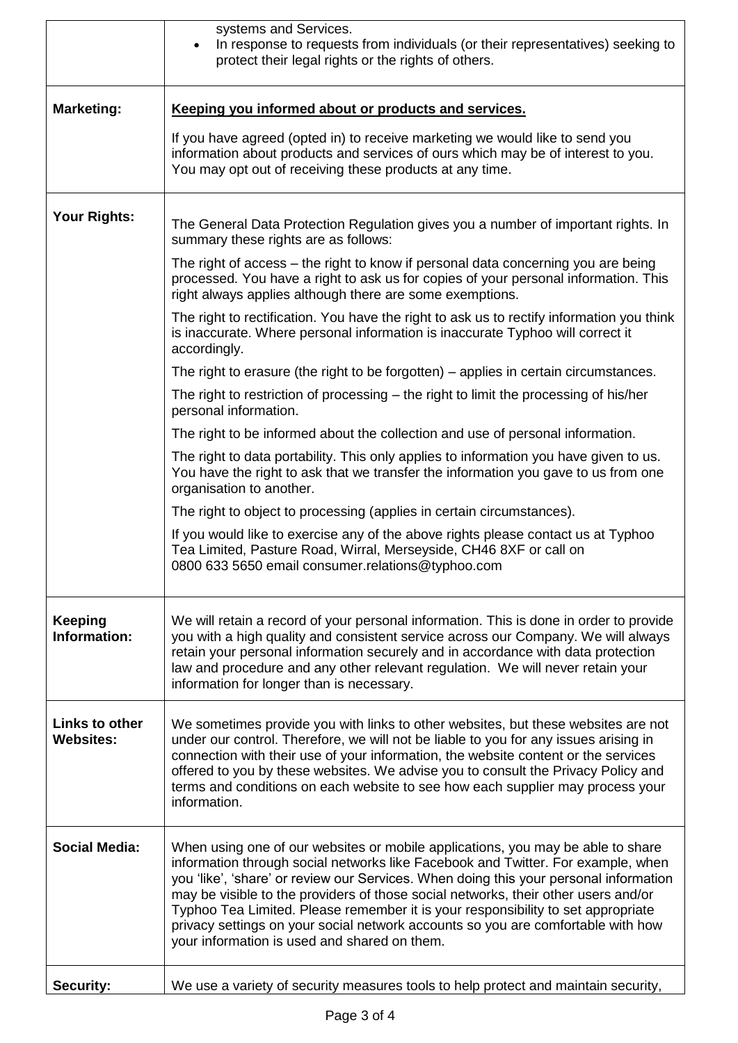| | |
|---|---|
| | systems and Services.<br>• In response to requests from individuals (or their representatives) seeking to protect their legal rights or the rights of others. |
| **Marketing:** | **<u>Keeping you informed about or products and services.</u>**<br><br>If you have agreed (opted in) to receive marketing we would like to send you information about products and services of ours which may be of interest to you. You may opt out of receiving these products at any time. |
| **Your Rights:** | The General Data Protection Regulation gives you a number of important rights. In summary these rights are as follows:<br><br>The right of access – the right to know if personal data concerning you are being processed. You have a right to ask us for copies of your personal information. This right always applies although there are some exemptions.<br><br>The right to rectification. You have the right to ask us to rectify information you think is inaccurate. Where personal information is inaccurate Typhoo will correct it accordingly.<br><br>The right to erasure (the right to be forgotten) – applies in certain circumstances.<br><br>The right to restriction of processing – the right to limit the processing of his/her personal information.<br><br>The right to be informed about the collection and use of personal information.<br><br>The right to data portability. This only applies to information you have given to us. You have the right to ask that we transfer the information you gave to us from one organisation to another.<br><br>The right to object to processing (applies in certain circumstances).<br><br>If you would like to exercise any of the above rights please contact us at Typhoo Tea Limited, Pasture Road, Wirral, Merseyside, CH46 8XF or call on 0800 633 5650 email consumer.relations@typhoo.com |
| **Keeping Information:** | We will retain a record of your personal information. This is done in order to provide you with a high quality and consistent service across our Company. We will always retain your personal information securely and in accordance with data protection law and procedure and any other relevant regulation. We will never retain your information for longer than is necessary. |
| **Links to other Websites:** | We sometimes provide you with links to other websites, but these websites are not under our control. Therefore, we will not be liable to you for any issues arising in connection with their use of your information, the website content or the services offered to you by these websites. We advise you to consult the Privacy Policy and terms and conditions on each website to see how each supplier may process your information. |
| **Social Media:** | When using one of our websites or mobile applications, you may be able to share information through social networks like Facebook and Twitter. For example, when you 'like', 'share' or review our Services. When doing this your personal information may be visible to the providers of those social networks, their other users and/or Typhoo Tea Limited. Please remember it is your responsibility to set appropriate privacy settings on your social network accounts so you are comfortable with how your information is used and shared on them. |
| **Security:** | We use a variety of security measures tools to help protect and maintain security, |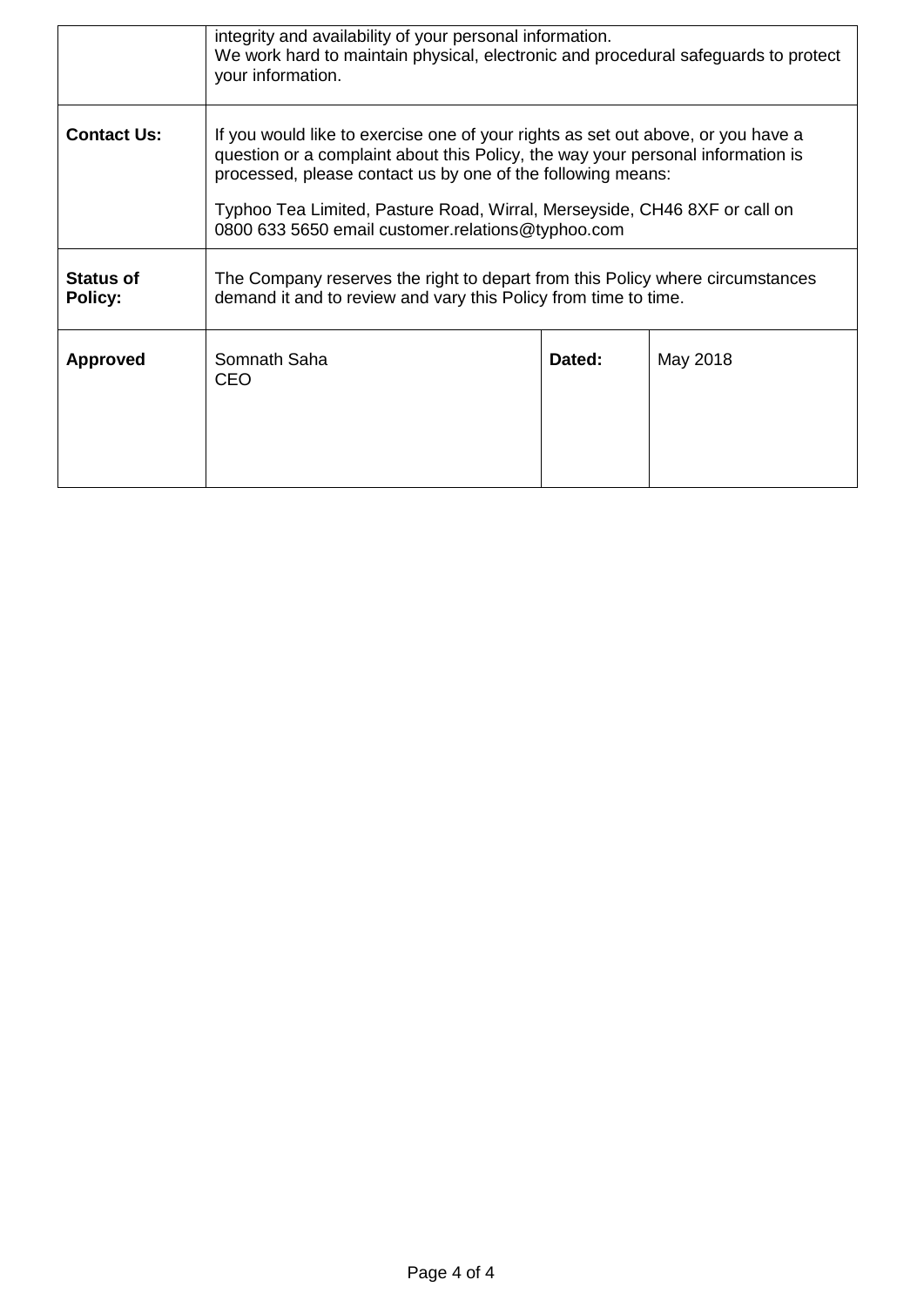| | | | |
|---|---|---|---|
| | integrity and availability of your personal information.<br>We work hard to maintain physical, electronic and procedural safeguards to protect your information. | | |
| **Contact Us:** | If you would like to exercise one of your rights as set out above, or you have a question or a complaint about this Policy, the way your personal information is processed, please contact us by one of the following means:<br><br>Typhoo Tea Limited, Pasture Road, Wirral, Merseyside, CH46 8XF or call on 0800 633 5650 email customer.relations@typhoo.com | | |
| **Status of Policy:** | The Company reserves the right to depart from this Policy where circumstances demand it and to review and vary this Policy from time to time. | | |
| **Approved** | Somnath Saha<br>CEO | **Dated:** | May 2018 |